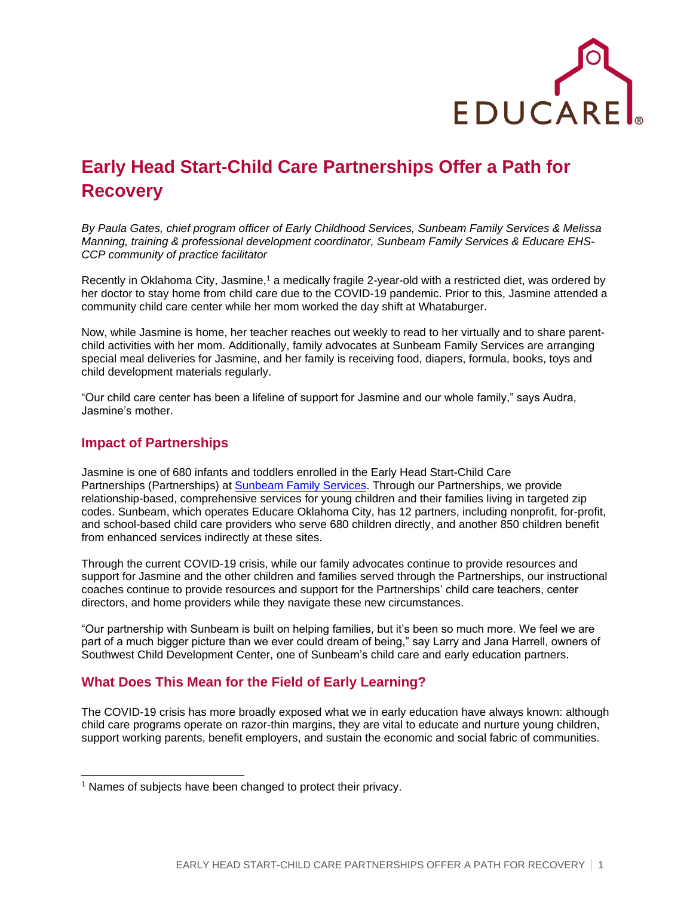# Early Head Start-Child Care Partnerships Offer a Path for Recovery

*By Paula Gates, chief program officer of Early Childhood Services, Sunbeam Family Services & Melissa Manning, training & professional development coordinator, Sunbeam Family Services & Educare EHS-CCP community of practice facilitator*

Recently in Oklahoma City, Jasmine,[1] a medically fragile 2-year-old with a restricted diet, was ordered by her doctor to stay home from child care due to the COVID-19 pandemic. Prior to this, Jasmine attended a community child care center while her mom worked the day shift at Whataburger.

Now, while Jasmine is home, her teacher reaches out weekly to read to her virtually and to share parent-child activities with her mom. Additionally, family advocates at Sunbeam Family Services are arranging special meal deliveries for Jasmine, and her family is receiving food, diapers, formula, books, toys and child development materials regularly.

"Our child care center has been a lifeline of support for Jasmine and our whole family," says Audra, Jasmine's mother.

## Impact of Partnerships

Jasmine is one of 680 infants and toddlers enrolled in the Early Head Start-Child Care Partnerships (Partnerships) at Sunbeam Family Services. Through our Partnerships, we provide relationship-based, comprehensive services for young children and their families living in targeted zip codes. Sunbeam, which operates Educare Oklahoma City, has 12 partners, including nonprofit, for-profit, and school-based child care providers who serve 680 children directly, and another 850 children benefit from enhanced services indirectly at these sites.

Through the current COVID-19 crisis, while our family advocates continue to provide resources and support for Jasmine and the other children and families served through the Partnerships, our instructional coaches continue to provide resources and support for the Partnerships' child care teachers, center directors, and home providers while they navigate these new circumstances.

"Our partnership with Sunbeam is built on helping families, but it's been so much more. We feel we are part of a much bigger picture than we ever could dream of being," say Larry and Jana Harrell, owners of Southwest Child Development Center, one of Sunbeam's child care and early education partners.

## What Does This Mean for the Field of Early Learning?

The COVID-19 crisis has more broadly exposed what we in early education have always known: although child care programs operate on razor-thin margins, they are vital to educate and nurture young children, support working parents, benefit employers, and sustain the economic and social fabric of communities.

[1] Names of subjects have been changed to protect their privacy.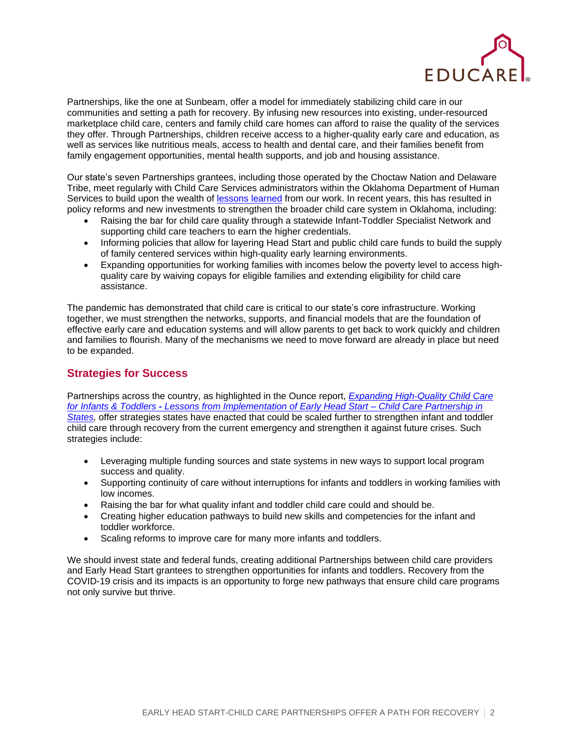Partnerships, like the one at Sunbeam, offer a model for immediately stabilizing child care in our communities and setting a path for recovery. By infusing new resources into existing, under-resourced marketplace child care, centers and family child care homes can afford to raise the quality of the services they offer. Through Partnerships, children receive access to a higher-quality early care and education, as well as services like nutritious meals, access to health and dental care, and their families benefit from family engagement opportunities, mental health supports, and job and housing assistance.

Our state's seven Partnerships grantees, including those operated by the Choctaw Nation and Delaware Tribe, meet regularly with Child Care Services administrators within the Oklahoma Department of Human Services to build upon the wealth of lessons learned from our work. In recent years, this has resulted in policy reforms and new investments to strengthen the broader child care system in Oklahoma, including:

- Raising the bar for child care quality through a statewide Infant-Toddler Specialist Network and supporting child care teachers to earn the higher credentials.
- Informing policies that allow for layering Head Start and public child care funds to build the supply of family centered services within high-quality early learning environments.
- Expanding opportunities for working families with incomes below the poverty level to access high-quality care by waiving copays for eligible families and extending eligibility for child care assistance.

The pandemic has demonstrated that child care is critical to our state's core infrastructure. Working together, we must strengthen the networks, supports, and financial models that are the foundation of effective early care and education systems and will allow parents to get back to work quickly and children and families to flourish. Many of the mechanisms we need to move forward are already in place but need to be expanded.

## Strategies for Success

Partnerships across the country, as highlighted in the Ounce report, *Expanding High-Quality Child Care for Infants & Toddlers - Lessons from Implementation of Early Head Start – Child Care Partnership in States,* offer strategies states have enacted that could be scaled further to strengthen infant and toddler child care through recovery from the current emergency and strengthen it against future crises. Such strategies include:

- Leveraging multiple funding sources and state systems in new ways to support local program success and quality.
- Supporting continuity of care without interruptions for infants and toddlers in working families with low incomes.
- Raising the bar for what quality infant and toddler child care could and should be.
- Creating higher education pathways to build new skills and competencies for the infant and toddler workforce.
- Scaling reforms to improve care for many more infants and toddlers.

We should invest state and federal funds, creating additional Partnerships between child care providers and Early Head Start grantees to strengthen opportunities for infants and toddlers. Recovery from the COVID-19 crisis and its impacts is an opportunity to forge new pathways that ensure child care programs not only survive but thrive.